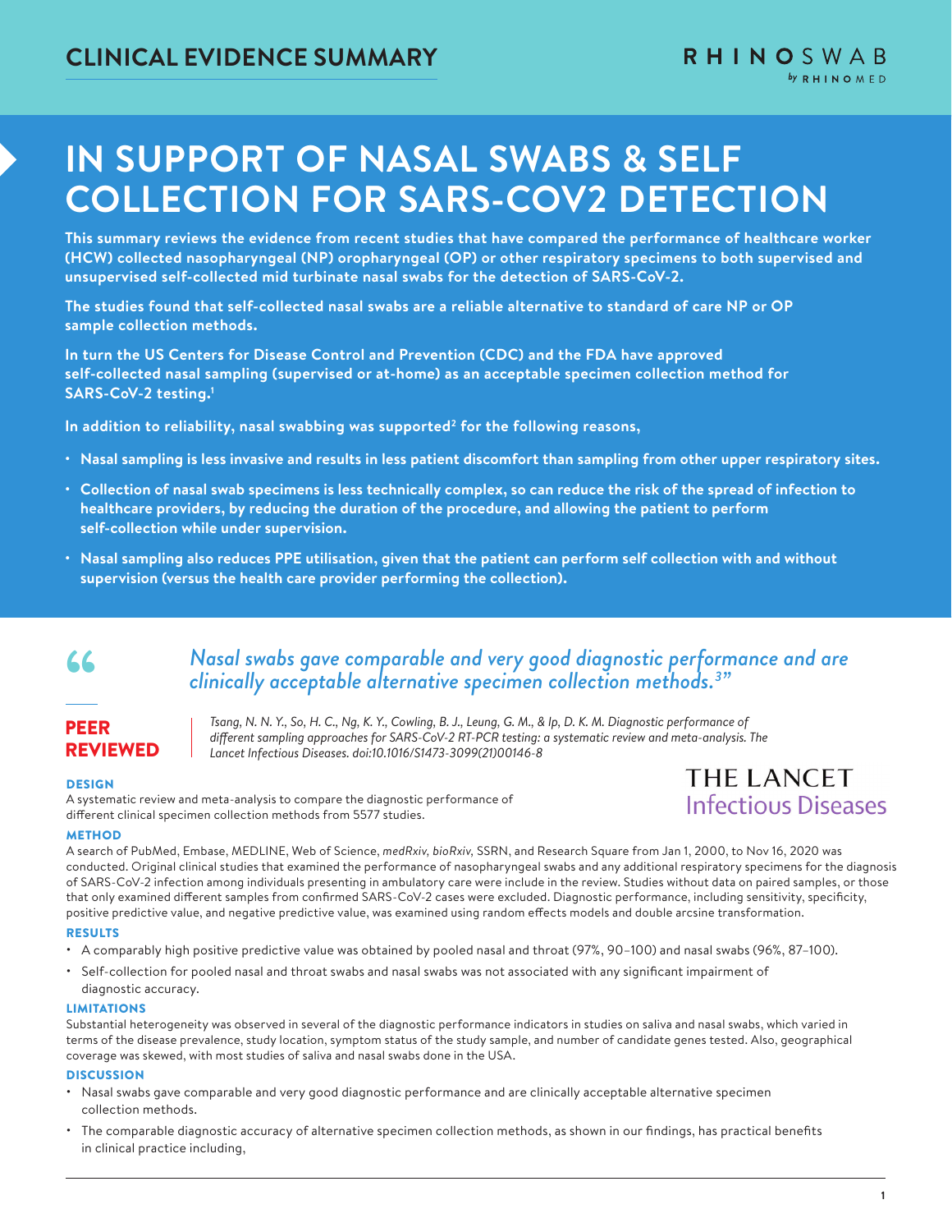## CLINICAL EVIDENCE SUMMARY

RHINOSWAB by RHINOMED

# IN SUPPORT OF NASAL SWABS & SELF COLLECTION FOR SARS-COV2 DETECTION

**This summary reviews the evidence from recent studies that have compared the performance of healthcare worker (HCW) collected nasopharyngeal (NP) oropharyngeal (OP) or other respiratory specimens to both supervised and unsupervised self-collected mid turbinate nasal swabs for the detection of SARS-CoV-2.**

**The studies found that self-collected nasal swabs are a reliable alternative to standard of care NP or OP sample collection methods.**

**In turn the US Centers for Disease Control and Prevention (CDC) and the FDA have approved self-collected nasal sampling (supervised or at-home) as an acceptable specimen collection method for SARS-CoV-2 testing.[1]**

**In addition to reliability, nasal swabbing was supported[2] for the following reasons,**

- **Nasal sampling is less invasive and results in less patient discomfort than sampling from other upper respiratory sites.**
- **Collection of nasal swab specimens is less technically complex, so can reduce the risk of the spread of infection to healthcare providers, by reducing the duration of the procedure, and allowing the patient to perform self-collection while under supervision.**
- **Nasal sampling also reduces PPE utilisation, given that the patient can perform self collection with and without supervision (versus the health care provider performing the collection).**

> *Nasal swabs gave comparable and very good diagnostic performance and are clinically acceptable alternative specimen collection methods.[3]"*

**PEER REVIEWED**

*Tsang, N. N. Y., So, H. C., Ng, K. Y., Cowling, B. J., Leung, G. M., & Ip, D. K. M. Diagnostic performance of different sampling approaches for SARS-CoV-2 RT-PCR testing: a systematic review and meta-analysis. The Lancet Infectious Diseases. doi:10.1016/S1473-3099(21)00146-8*

THE LANCET Infectious Diseases

### DESIGN

A systematic review and meta-analysis to compare the diagnostic performance of different clinical specimen collection methods from 5577 studies.

### METHOD

A search of PubMed, Embase, MEDLINE, Web of Science, *medRxiv, bioRxiv,* SSRN, and Research Square from Jan 1, 2000, to Nov 16, 2020 was conducted. Original clinical studies that examined the performance of nasopharyngeal swabs and any additional respiratory specimens for the diagnosis of SARS-CoV-2 infection among individuals presenting in ambulatory care were include in the review. Studies without data on paired samples, or those that only examined different samples from confirmed SARS-CoV-2 cases were excluded. Diagnostic performance, including sensitivity, specificity, positive predictive value, and negative predictive value, was examined using random effects models and double arcsine transformation.

### RESULTS

- A comparably high positive predictive value was obtained by pooled nasal and throat (97%, 90–100) and nasal swabs (96%, 87–100).
- Self-collection for pooled nasal and throat swabs and nasal swabs was not associated with any significant impairment of diagnostic accuracy.

### LIMITATIONS

Substantial heterogeneity was observed in several of the diagnostic performance indicators in studies on saliva and nasal swabs, which varied in terms of the disease prevalence, study location, symptom status of the study sample, and number of candidate genes tested. Also, geographical coverage was skewed, with most studies of saliva and nasal swabs done in the USA.

### DISCUSSION

- Nasal swabs gave comparable and very good diagnostic performance and are clinically acceptable alternative specimen collection methods.
- The comparable diagnostic accuracy of alternative specimen collection methods, as shown in our findings, has practical benefits in clinical practice including,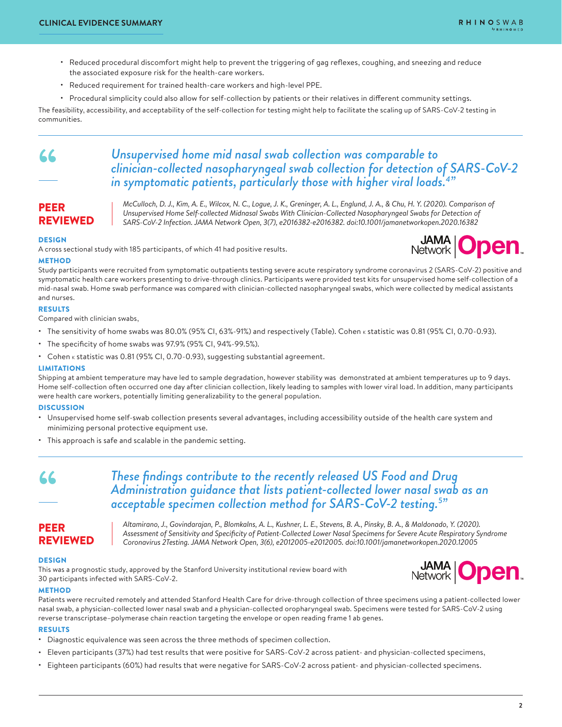- Reduced procedural discomfort might help to prevent the triggering of gag reflexes, coughing, and sneezing and reduce the associated exposure risk for the health-care workers.
- Reduced requirement for trained health-care workers and high-level PPE.
- Procedural simplicity could also allow for self-collection by patients or their relatives in different community settings.

The feasibility, accessibility, and acceptability of the self-collection for testing might help to facilitate the scaling up of SARS-CoV-2 testing in communities.

---

> *Unsupervised home mid nasal swab collection was comparable to clinician-collected nasopharyngeal swab collection for detection of SARS-CoV-2 in symptomatic patients, particularly those with higher viral loads.[4]"*

**PEER REVIEWED**

*McCulloch, D. J., Kim, A. E., Wilcox, N. C., Logue, J. K., Greninger, A. L., Englund, J. A., & Chu, H. Y. (2020). Comparison of Unsupervised Home Self-collected Midnasal Swabs With Clinician-Collected Nasopharyngeal Swabs for Detection of SARS-CoV-2 Infection. JAMA Network Open, 3(7), e2016382-e2016382. doi:10.1001/jamanetworkopen.2020.16382*

JAMA Network Open

### DESIGN

A cross sectional study with 185 participants, of which 41 had positive results.

### METHOD

Study participants were recruited from symptomatic outpatients testing severe acute respiratory syndrome coronavirus 2 (SARS-CoV-2) positive and symptomatic health care workers presenting to drive-through clinics. Participants were provided test kits for unsupervised home self-collection of a mid-nasal swab. Home swab performance was compared with clinician-collected nasopharyngeal swabs, which were collected by medical assistants and nurses.

### RESULTS

Compared with clinician swabs,

- The sensitivity of home swabs was 80.0% (95% CI, 63%-91%) and respectively (Table). Cohen κ statistic was 0.81 (95% CI, 0.70-0.93).
- The specificity of home swabs was 97.9% (95% CI, 94%-99.5%).
- Cohen κ statistic was 0.81 (95% CI, 0.70-0.93), suggesting substantial agreement.

### LIMITATIONS

Shipping at ambient temperature may have led to sample degradation, however stability was demonstrated at ambient temperatures up to 9 days. Home self-collection often occurred one day after clinician collection, likely leading to samples with lower viral load. In addition, many participants were health care workers, potentially limiting generalizability to the general population.

### DISCUSSION

- Unsupervised home self-swab collection presents several advantages, including accessibility outside of the health care system and minimizing personal protective equipment use.
- This approach is safe and scalable in the pandemic setting.

---

> *These findings contribute to the recently released US Food and Drug Administration guidance that lists patient-collected lower nasal swab as an acceptable specimen collection method for SARS-CoV-2 testing.[5]"*

**PEER REVIEWED**

*Altamirano, J., Govindarajan, P., Blomkalns, A. L., Kushner, L. E., Stevens, B. A., Pinsky, B. A., & Maldonado, Y. (2020). Assessment of Sensitivity and Specificity of Patient-Collected Lower Nasal Specimens for Severe Acute Respiratory Syndrome Coronavirus 2Testing. JAMA Network Open, 3(6), e2012005-e2012005. doi:10.1001/jamanetworkopen.2020.12005*

JAMA Network Open

### DESIGN

This was a prognostic study, approved by the Stanford University institutional review board with 30 participants infected with SARS-CoV-2.

### METHOD

Patients were recruited remotely and attended Stanford Health Care for drive-through collection of three specimens using a patient-collected lower nasal swab, a physician-collected lower nasal swab and a physician-collected oropharyngeal swab. Specimens were tested for SARS-CoV-2 using reverse transcriptase–polymerase chain reaction targeting the envelope or open reading frame 1 ab genes.

### RESULTS

- Diagnostic equivalence was seen across the three methods of specimen collection.
- Eleven participants (37%) had test results that were positive for SARS-CoV-2 across patient- and physician-collected specimens,
- Eighteen participants (60%) had results that were negative for SARS-CoV-2 across patient- and physician-collected specimens.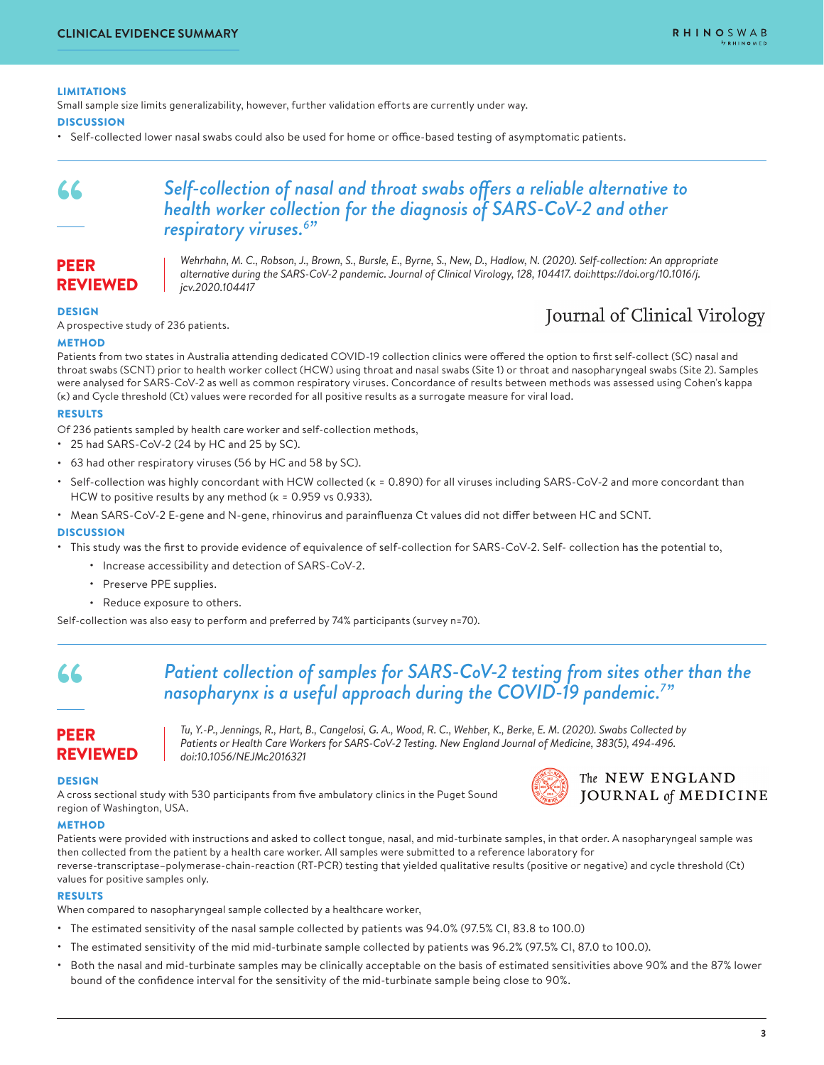### LIMITATIONS

Small sample size limits generalizability, however, further validation efforts are currently under way.

### DISCUSSION

- Self-collected lower nasal swabs could also be used for home or office-based testing of asymptomatic patients.

---

> *Self-collection of nasal and throat swabs offers a reliable alternative to health worker collection for the diagnosis of SARS-CoV-2 and other respiratory viruses.[6]"*

**PEER REVIEWED**

*Wehrhahn, M. C., Robson, J., Brown, S., Bursle, E., Byrne, S., New, D., Hadlow, N. (2020). Self-collection: An appropriate alternative during the SARS-CoV-2 pandemic. Journal of Clinical Virology, 128, 104417. doi:https://doi.org/10.1016/j.jcv.2020.104417*

Journal of Clinical Virology

### DESIGN

A prospective study of 236 patients.

### METHOD

Patients from two states in Australia attending dedicated COVID-19 collection clinics were offered the option to first self-collect (SC) nasal and throat swabs (SCNT) prior to health worker collect (HCW) using throat and nasal swabs (Site 1) or throat and nasopharyngeal swabs (Site 2). Samples were analysed for SARS-CoV-2 as well as common respiratory viruses. Concordance of results between methods was assessed using Cohen's kappa (κ) and Cycle threshold (Ct) values were recorded for all positive results as a surrogate measure for viral load.

### RESULTS

Of 236 patients sampled by health care worker and self-collection methods,

- 25 had SARS-CoV-2 (24 by HC and 25 by SC).
- 63 had other respiratory viruses (56 by HC and 58 by SC).
- Self-collection was highly concordant with HCW collected (κ = 0.890) for all viruses including SARS-CoV-2 and more concordant than HCW to positive results by any method (κ = 0.959 vs 0.933).
- Mean SARS-CoV-2 E-gene and N-gene, rhinovirus and parainfluenza Ct values did not differ between HC and SCNT.

### DISCUSSION

- This study was the first to provide evidence of equivalence of self-collection for SARS-CoV-2. Self- collection has the potential to,
  - Increase accessibility and detection of SARS-CoV-2.
  - Preserve PPE supplies.
  - Reduce exposure to others.

Self-collection was also easy to perform and preferred by 74% participants (survey n=70).

---

> *Patient collection of samples for SARS-CoV-2 testing from sites other than the nasopharynx is a useful approach during the COVID-19 pandemic.[7]"*

**PEER REVIEWED**

*Tu, Y.-P., Jennings, R., Hart, B., Cangelosi, G. A., Wood, R. C., Wehber, K., Berke, E. M. (2020). Swabs Collected by Patients or Health Care Workers for SARS-CoV-2 Testing. New England Journal of Medicine, 383(5), 494-496. doi:10.1056/NEJMc2016321*

The NEW ENGLAND JOURNAL of MEDICINE

### DESIGN

A cross sectional study with 530 participants from five ambulatory clinics in the Puget Sound region of Washington, USA.

### METHOD

Patients were provided with instructions and asked to collect tongue, nasal, and mid-turbinate samples, in that order. A nasopharyngeal sample was then collected from the patient by a health care worker. All samples were submitted to a reference laboratory for reverse-transcriptase–polymerase-chain-reaction (RT-PCR) testing that yielded qualitative results (positive or negative) and cycle threshold (Ct) values for positive samples only.

### RESULTS

When compared to nasopharyngeal sample collected by a healthcare worker,

- The estimated sensitivity of the nasal sample collected by patients was 94.0% (97.5% CI, 83.8 to 100.0)
- The estimated sensitivity of the mid mid-turbinate sample collected by patients was 96.2% (97.5% CI, 87.0 to 100.0).
- Both the nasal and mid-turbinate samples may be clinically acceptable on the basis of estimated sensitivities above 90% and the 87% lower bound of the confidence interval for the sensitivity of the mid-turbinate sample being close to 90%.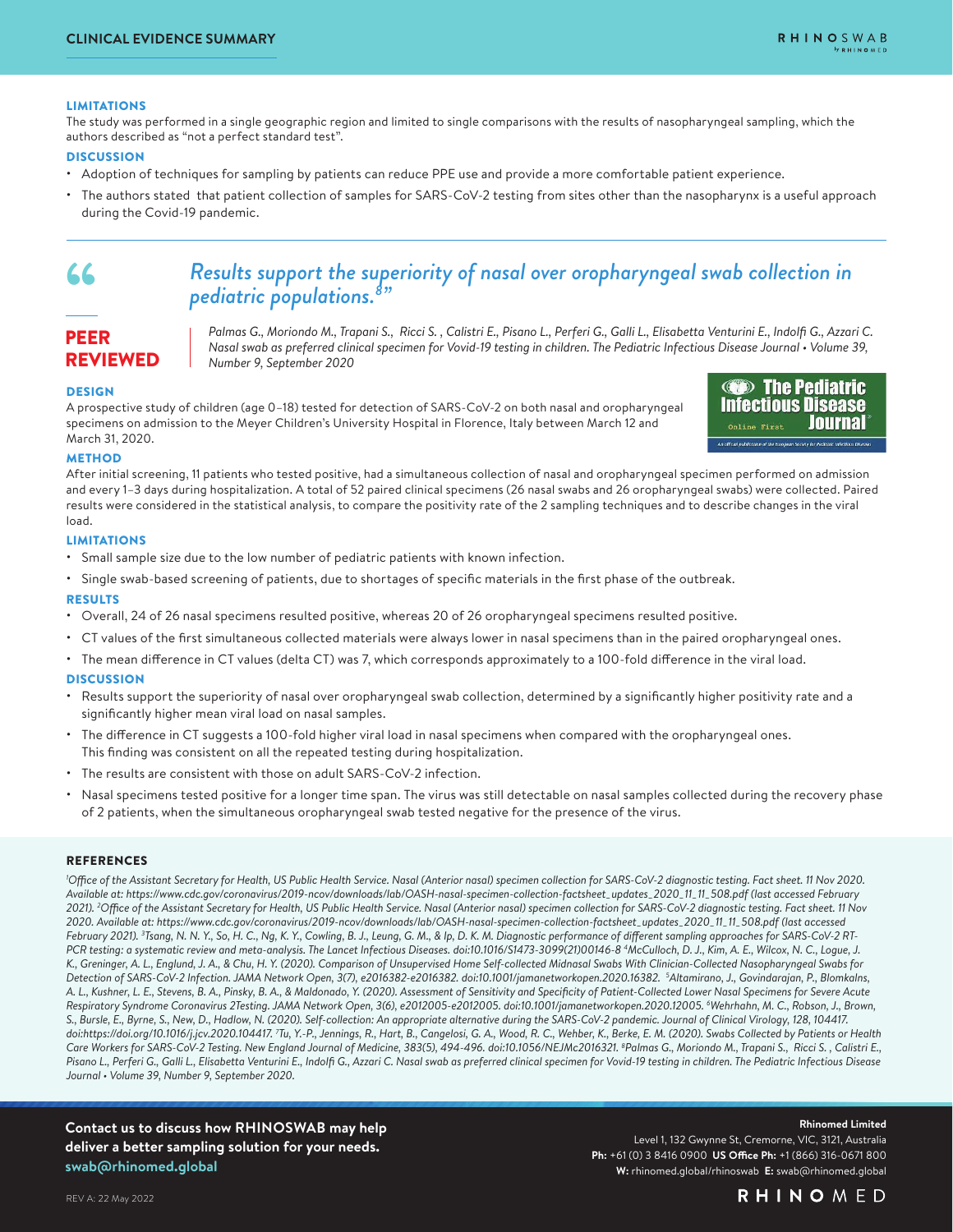### LIMITATIONS

The study was performed in a single geographic region and limited to single comparisons with the results of nasopharyngeal sampling, which the authors described as "not a perfect standard test".

### DISCUSSION

- Adoption of techniques for sampling by patients can reduce PPE use and provide a more comfortable patient experience.
- The authors stated that patient collection of samples for SARS-CoV-2 testing from sites other than the nasopharynx is a useful approach during the Covid-19 pandemic.

---

> *Results support the superiority of nasal over oropharyngeal swab collection in pediatric populations.[8]"*

**PEER REVIEWED**

*Palmas G., Moriondo M., Trapani S., Ricci S. , Calistri E., Pisano L., Perferi G., Galli L., Elisabetta Venturini E., Indolfi G., Azzari C. Nasal swab as preferred clinical specimen for Vovid-19 testing in children. The Pediatric Infectious Disease Journal • Volume 39, Number 9, September 2020*

### DESIGN

A prospective study of children (age 0–18) tested for detection of SARS-CoV-2 on both nasal and oropharyngeal specimens on admission to the Meyer Children's University Hospital in Florence, Italy between March 12 and March 31, 2020.

### METHOD

After initial screening, 11 patients who tested positive, had a simultaneous collection of nasal and oropharyngeal specimen performed on admission and every 1–3 days during hospitalization. A total of 52 paired clinical specimens (26 nasal swabs and 26 oropharyngeal swabs) were collected. Paired results were considered in the statistical analysis, to compare the positivity rate of the 2 sampling techniques and to describe changes in the viral load.

### LIMITATIONS

- Small sample size due to the low number of pediatric patients with known infection.
- Single swab-based screening of patients, due to shortages of specific materials in the first phase of the outbreak.

### RESULTS

- Overall, 24 of 26 nasal specimens resulted positive, whereas 20 of 26 oropharyngeal specimens resulted positive.
- CT values of the first simultaneous collected materials were always lower in nasal specimens than in the paired oropharyngeal ones.
- The mean difference in CT values (delta CT) was 7, which corresponds approximately to a 100-fold difference in the viral load.

### DISCUSSION

- Results support the superiority of nasal over oropharyngeal swab collection, determined by a significantly higher positivity rate and a significantly higher mean viral load on nasal samples.
- The difference in CT suggests a 100-fold higher viral load in nasal specimens when compared with the oropharyngeal ones. This finding was consistent on all the repeated testing during hospitalization.
- The results are consistent with those on adult SARS-CoV-2 infection.
- Nasal specimens tested positive for a longer time span. The virus was still detectable on nasal samples collected during the recovery phase of 2 patients, when the simultaneous oropharyngeal swab tested negative for the presence of the virus.

## REFERENCES

*[1]Office of the Assistant Secretary for Health, US Public Health Service. Nasal (Anterior nasal) specimen collection for SARS-CoV-2 diagnostic testing. Fact sheet. 11 Nov 2020. Available at: https://www.cdc.gov/coronavirus/2019-ncov/downloads/lab/OASH-nasal-specimen-collection-factsheet_updates_2020_11_11_508.pdf (last accessed February 2021). [2]Office of the Assistant Secretary for Health, US Public Health Service. Nasal (Anterior nasal) specimen collection for SARS-CoV-2 diagnostic testing. Fact sheet. 11 Nov 2020. Available at: https://www.cdc.gov/coronavirus/2019-ncov/downloads/lab/OASH-nasal-specimen-collection-factsheet_updates_2020_11_11_508.pdf (last accessed February 2021). [3]Tsang, N. N. Y., So, H. C., Ng, K. Y., Cowling, B. J., Leung, G. M., & Ip, D. K. M. Diagnostic performance of different sampling approaches for SARS-CoV-2 RT-PCR testing: a systematic review and meta-analysis. The Lancet Infectious Diseases. doi:10.1016/S1473-3099(21)00146-8 [4]McCulloch, D. J., Kim, A. E., Wilcox, N. C., Logue, J. K., Greninger, A. L., Englund, J. A., & Chu, H. Y. (2020). Comparison of Unsupervised Home Self-collected Midnasal Swabs With Clinician-Collected Nasopharyngeal Swabs for Detection of SARS-CoV-2 Infection. JAMA Network Open, 3(7), e2016382-e2016382. doi:10.1001/jamanetworkopen.2020.16382. [5]Altamirano, J., Govindarajan, P., Blomkalns, A. L., Kushner, L. E., Stevens, B. A., Pinsky, B. A., & Maldonado, Y. (2020). Assessment of Sensitivity and Specificity of Patient-Collected Lower Nasal Specimens for Severe Acute Respiratory Syndrome Coronavirus 2Testing. JAMA Network Open, 3(6), e2012005-e2012005. doi:10.1001/jamanetworkopen.2020.12005. [6]Wehrhahn, M. C., Robson, J., Brown, S., Bursle, E., Byrne, S., New, D., Hadlow, N. (2020). Self-collection: An appropriate alternative during the SARS-CoV-2 pandemic. Journal of Clinical Virology, 128, 104417. doi:https://doi.org/10.1016/j.jcv.2020.104417. [7]Tu, Y.-P., Jennings, R., Hart, B., Cangelosi, G. A., Wood, R. C., Wehber, K., Berke, E. M. (2020). Swabs Collected by Patients or Health Care Workers for SARS-CoV-2 Testing. New England Journal of Medicine, 383(5), 494-496. doi:10.1056/NEJMc2016321. [8]Palmas G., Moriondo M., Trapani S., Ricci S. , Calistri E., Pisano L., Perferi G., Galli L., Elisabetta Venturini E., Indolfi G., Azzari C. Nasal swab as preferred clinical specimen for Vovid-19 testing in children. The Pediatric Infectious Disease Journal • Volume 39, Number 9, September 2020.*

**Contact us to discuss how RHINOSWAB may help deliver a better sampling solution for your needs.**
**swab@rhinomed.global**

**Rhinomed Limited**
Level 1, 132 Gwynne St, Cremorne, VIC, 3121, Australia
**Ph:** +61 (0) 3 8416 0900 **US Office Ph:** +1 (866) 316-0671 800
**W:** rhinomed.global/rhinoswab **E:** swab@rhinomed.global

REV A: 22 May 2022